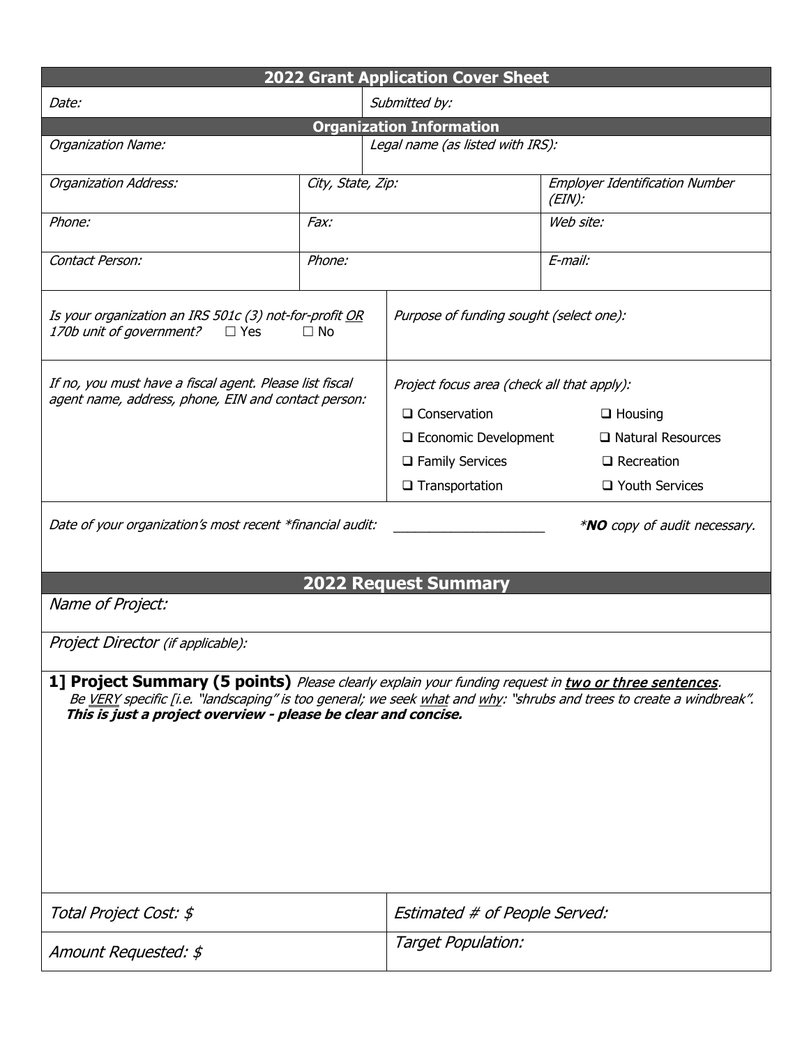## 2022 Grant Application Cover Sheet

| *Date:* | *Submitted by:* |
|---|---|

### Organization Information

| *Organization Name:* | *Legal name (as listed with IRS):* | |
|---|---|---|
| *Organization Address:* | *City, State, Zip:* | *Employer Identification Number (EIN):* |
| *Phone:* | *Fax:* | *Web site:* |
| *Contact Person:* | *Phone:* | *E-mail:* |

| | |
|---|---|
| *Is your organization an IRS 501c (3) not-for-profit OR 170b unit of government?* ☐ Yes ☐ No | *Purpose of funding sought (select one):* |
| *If no, you must have a fiscal agent. Please list fiscal agent name, address, phone, EIN and contact person:* | *Project focus area (check all that apply):* ❑ Conservation ❑ Housing ❑ Economic Development ❑ Natural Resources ❑ Family Services ❑ Recreation ❑ Transportation ❑ Youth Services |

*Date of your organization's most recent *financial audit:* ____________________ **NO** copy of audit necessary.*

## 2022 Request Summary

*Name of Project:*

*Project Director (if applicable):*

**1] Project Summary (5 points)** *Please clearly explain your funding request in **two or three sentences**. Be VERY specific [i.e. "landscaping" is too general; we seek what and why: "shrubs and trees to create a windbreak".* ***This is just a project overview - please be clear and concise.***

| | |
|---|---|
| *Total Project Cost: $* | *Estimated # of People Served:* |
| *Amount Requested: $* | *Target Population:* |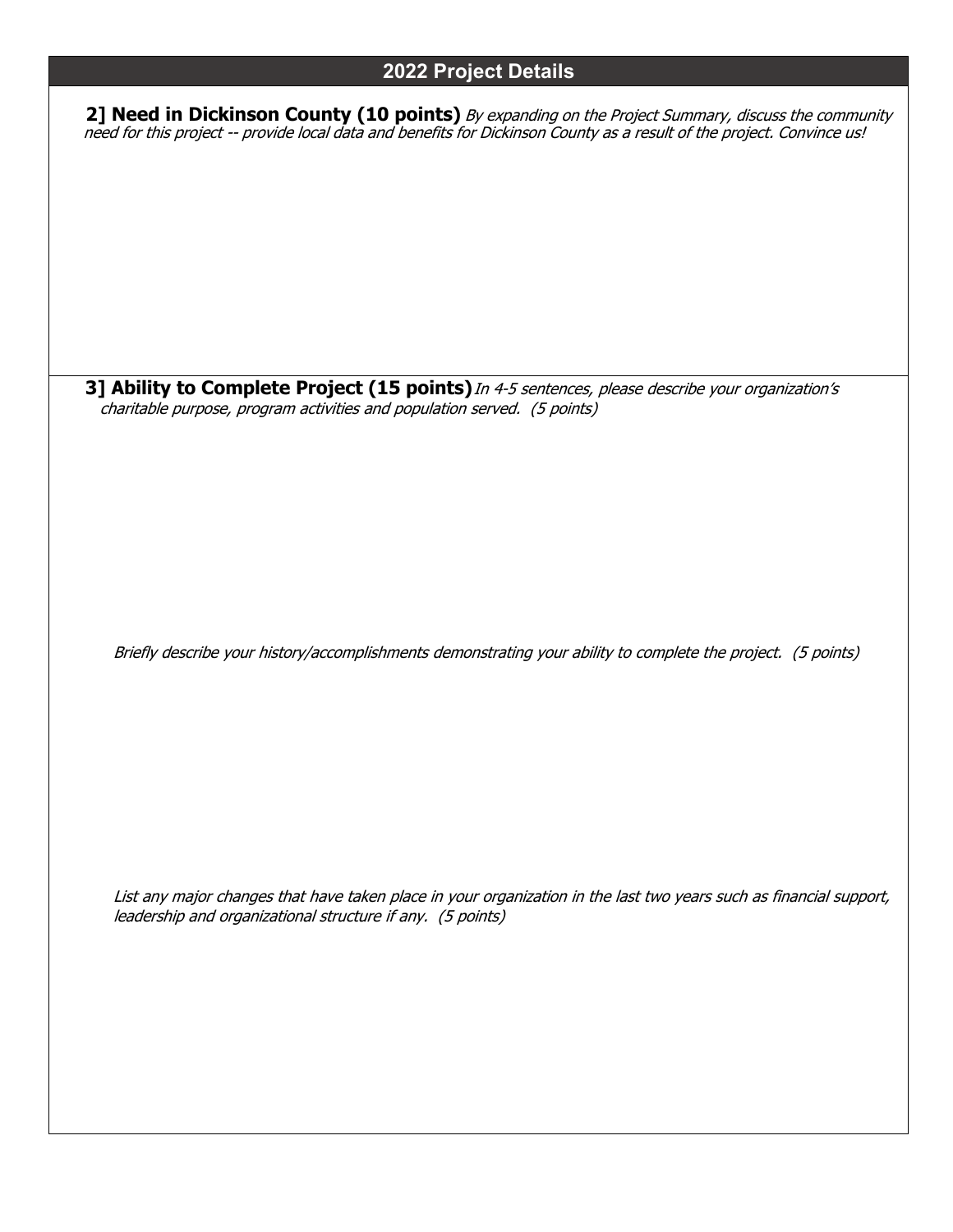## 2022 Project Details

**2] Need in Dickinson County (10 points)** *By expanding on the Project Summary, discuss the community need for this project -- provide local data and benefits for Dickinson County as a result of the project. Convince us!*

**3] Ability to Complete Project (15 points)** *In 4-5 sentences, please describe your organization's charitable purpose, program activities and population served. (5 points)*

*Briefly describe your history/accomplishments demonstrating your ability to complete the project. (5 points)*

*List any major changes that have taken place in your organization in the last two years such as financial support, leadership and organizational structure if any. (5 points)*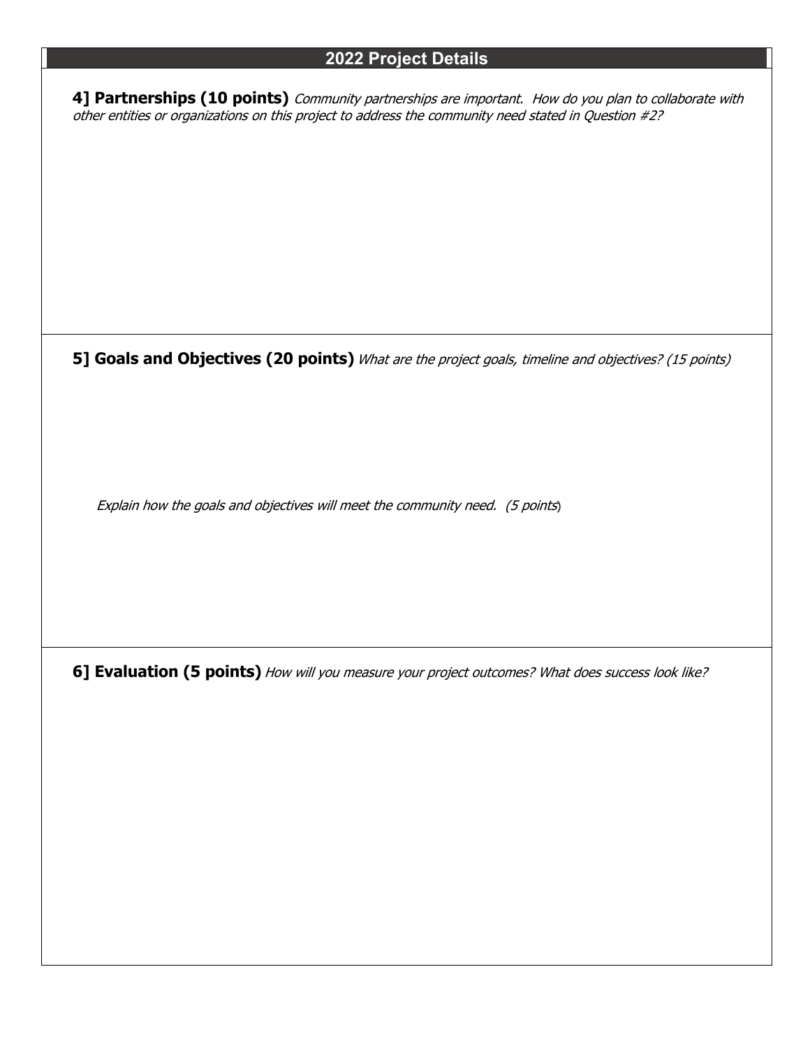## 2022 Project Details

**4] Partnerships (10 points)** *Community partnerships are important. How do you plan to collaborate with other entities or organizations on this project to address the community need stated in Question #2?*

**5] Goals and Objectives (20 points)** *What are the project goals, timeline and objectives? (15 points)*

*Explain how the goals and objectives will meet the community need. (5 points)*

**6] Evaluation (5 points)** *How will you measure your project outcomes? What does success look like?*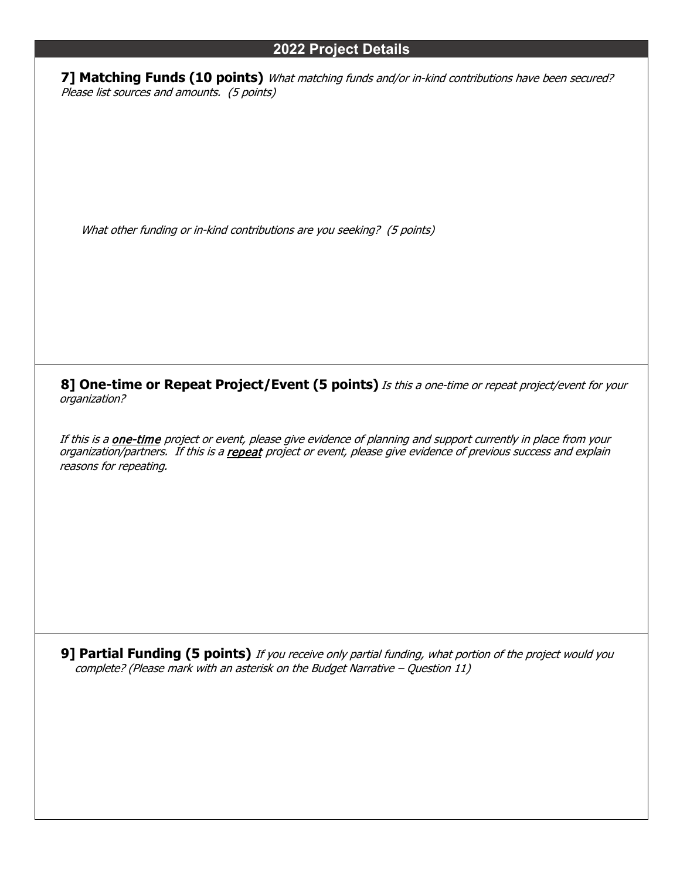## 2022 Project Details

**7] Matching Funds (10 points)** *What matching funds and/or in-kind contributions have been secured? Please list sources and amounts. (5 points)*

*What other funding or in-kind contributions are you seeking? (5 points)*

**8] One-time or Repeat Project/Event (5 points)** *Is this a one-time or repeat project/event for your organization?*

*If this is a* ***one-time*** *project or event, please give evidence of planning and support currently in place from your organization/partners. If this is a* ***repeat*** *project or event, please give evidence of previous success and explain reasons for repeating.*

**9] Partial Funding (5 points)** *If you receive only partial funding, what portion of the project would you complete? (Please mark with an asterisk on the Budget Narrative – Question 11)*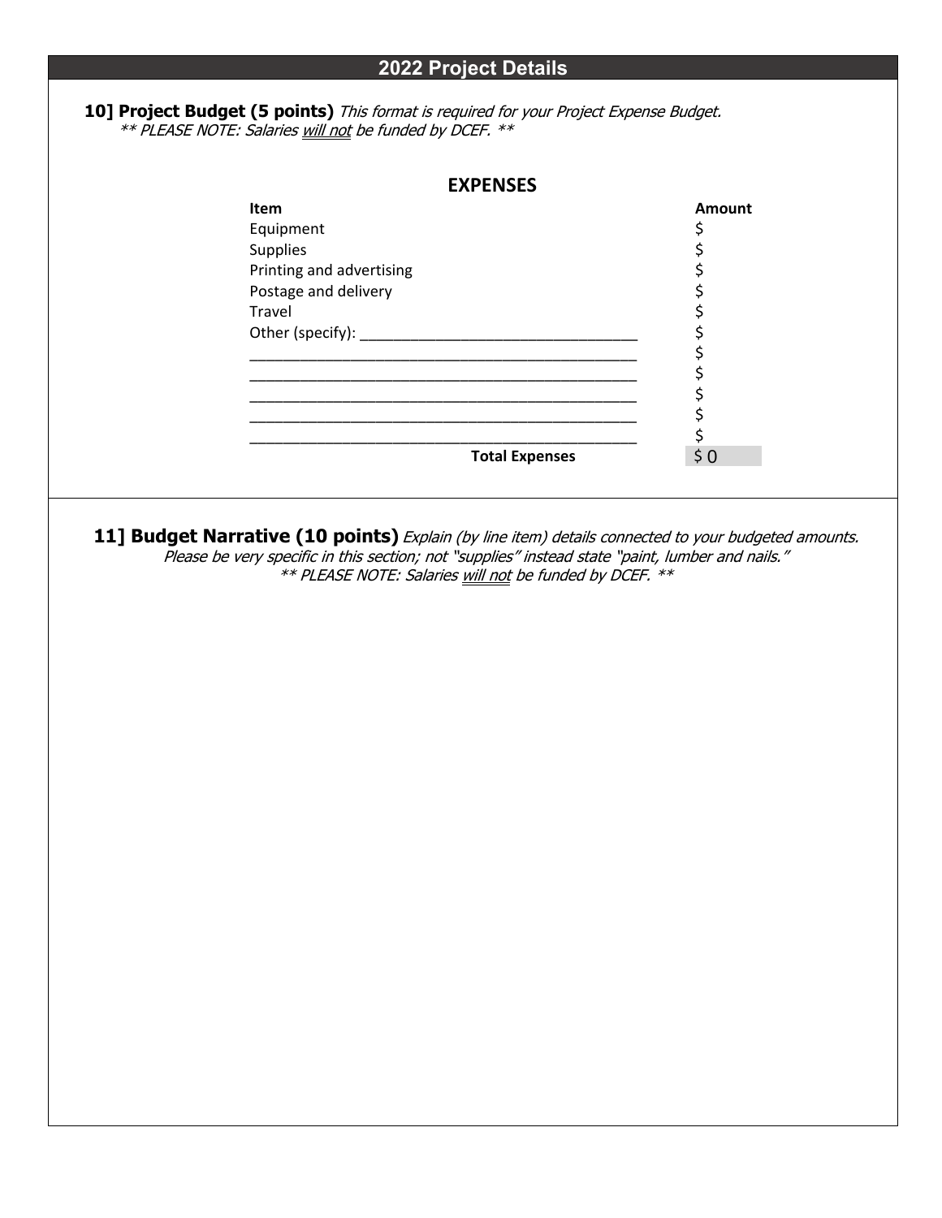## 2022 Project Details

**10] Project Budget (5 points)** *This format is required for your Project Expense Budget.*
*** PLEASE NOTE: Salaries <u>will not</u> be funded by DCEF. ***

### EXPENSES

| Item | Amount |
| --- | --- |
| Equipment | $ |
| Supplies | $ |
| Printing and advertising | $ |
| Postage and delivery | $ |
| Travel | $ |
| Other (specify): ________________________________ | $ |
| ______________________________________________ | $ |
| ______________________________________________ | $ |
| ______________________________________________ | $ |
| ______________________________________________ | $ |
| ______________________________________________ | $ |
| **Total Expenses** | $ 0 |

**11] Budget Narrative (10 points)** *Explain (by line item) details connected to your budgeted amounts. Please be very specific in this section; not "supplies" instead state "paint, lumber and nails."*
*** PLEASE NOTE: Salaries <u>will not</u> be funded by DCEF. ***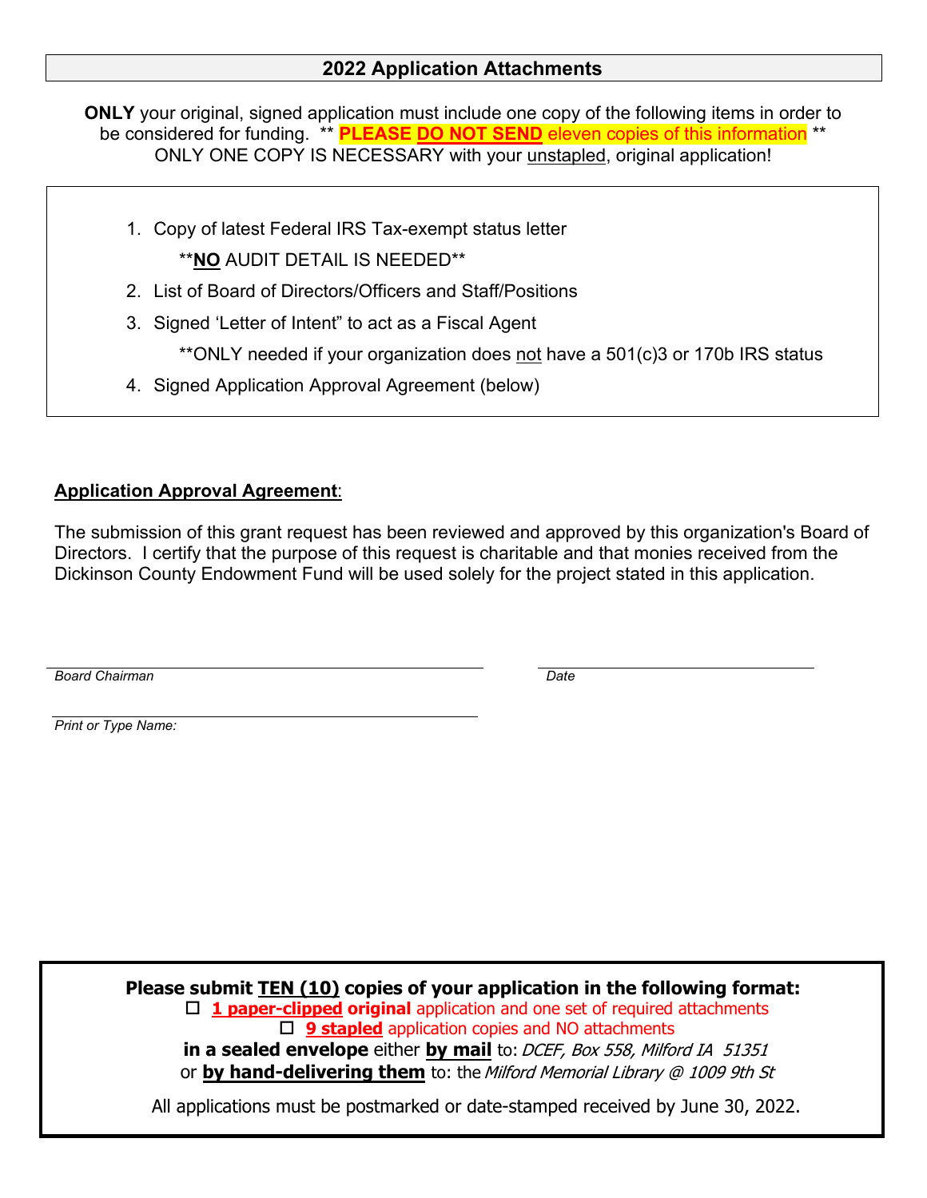## 2022 Application Attachments

**ONLY** your original, signed application must include one copy of the following items in order to be considered for funding. ** **PLEASE DO NOT SEND** eleven copies of this information ** ONLY ONE COPY IS NECESSARY with your unstapled, original application!

1. Copy of latest Federal IRS Tax-exempt status letter

   ****NO** AUDIT DETAIL IS NEEDED**

2. List of Board of Directors/Officers and Staff/Positions
3. Signed 'Letter of Intent" to act as a Fiscal Agent

   **ONLY needed if your organization does not have a 501(c)3 or 170b IRS status

4. Signed Application Approval Agreement (below)

**Application Approval Agreement**:

The submission of this grant request has been reviewed and approved by this organization's Board of Directors. I certify that the purpose of this request is charitable and that monies received from the Dickinson County Endowment Fund will be used solely for the project stated in this application.

______________________________ ______________________

*Board Chairman* *Date*

______________________________

*Print or Type Name:*

**Please submit TEN (10) copies of your application in the following format:**

- ☐ **1 paper-clipped original** application and one set of required attachments
- ☐ **9 stapled** application copies and NO attachments

**in a sealed envelope** either **by mail** to: *DCEF, Box 558, Milford IA 51351* or **by hand-delivering them** to: the *Milford Memorial Library @ 1009 9th St*

All applications must be postmarked or date-stamped received by June 30, 2022.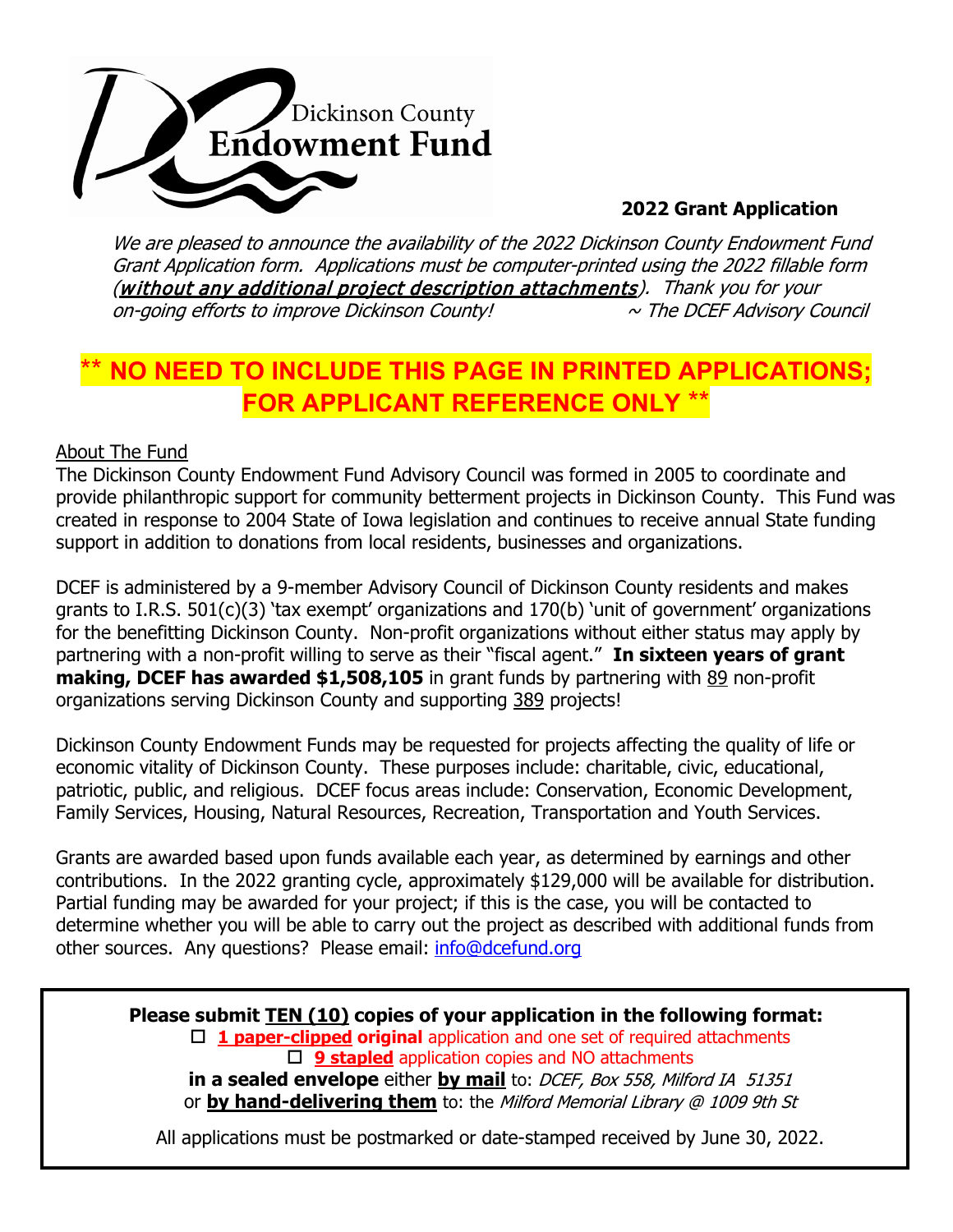Dickinson County
**Endowment Fund**

**2022 Grant Application**

*We are pleased to announce the availability of the 2022 Dickinson County Endowment Fund Grant Application form. Applications must be computer-printed using the 2022 fillable form (**without any additional project description attachments**). Thank you for your on-going efforts to improve Dickinson County!* *~ The DCEF Advisory Council*

## \*\* NO NEED TO INCLUDE THIS PAGE IN PRINTED APPLICATIONS; FOR APPLICANT REFERENCE ONLY \*\*

About The Fund

The Dickinson County Endowment Fund Advisory Council was formed in 2005 to coordinate and provide philanthropic support for community betterment projects in Dickinson County. This Fund was created in response to 2004 State of Iowa legislation and continues to receive annual State funding support in addition to donations from local residents, businesses and organizations.

DCEF is administered by a 9-member Advisory Council of Dickinson County residents and makes grants to I.R.S. 501(c)(3) 'tax exempt' organizations and 170(b) 'unit of government' organizations for the benefitting Dickinson County. Non-profit organizations without either status may apply by partnering with a non-profit willing to serve as their "fiscal agent." **In sixteen years of grant making, DCEF has awarded $1,508,105** in grant funds by partnering with 89 non-profit organizations serving Dickinson County and supporting 389 projects!

Dickinson County Endowment Funds may be requested for projects affecting the quality of life or economic vitality of Dickinson County. These purposes include: charitable, civic, educational, patriotic, public, and religious. DCEF focus areas include: Conservation, Economic Development, Family Services, Housing, Natural Resources, Recreation, Transportation and Youth Services.

Grants are awarded based upon funds available each year, as determined by earnings and other contributions. In the 2022 granting cycle, approximately $129,000 will be available for distribution. Partial funding may be awarded for your project; if this is the case, you will be contacted to determine whether you will be able to carry out the project as described with additional funds from other sources. Any questions? Please email: info@dcefund.org

**Please submit TEN (10) copies of your application in the following format:**

- ☐ **1 paper-clipped original** application and one set of required attachments
- ☐ **9 stapled** application copies and NO attachments

**in a sealed envelope** either **by mail** to: *DCEF, Box 558, Milford IA 51351* or **by hand-delivering them** to: the *Milford Memorial Library @ 1009 9th St*

All applications must be postmarked or date-stamped received by June 30, 2022.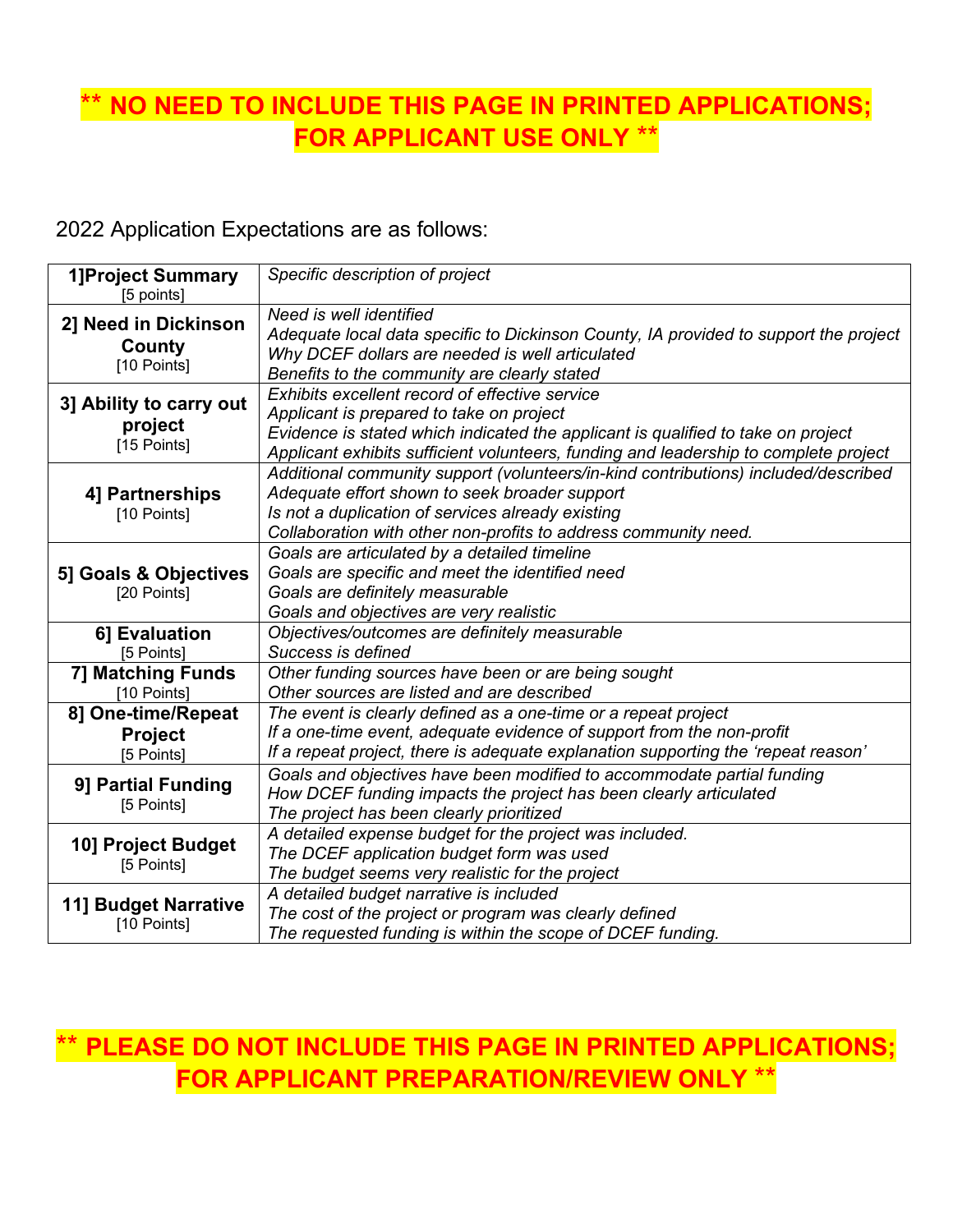**\*\* NO NEED TO INCLUDE THIS PAGE IN PRINTED APPLICATIONS; FOR APPLICANT USE ONLY \*\***

2022 Application Expectations are as follows:

| | |
|---|---|
| **1]Project Summary** [5 points] | *Specific description of project* |
| **2] Need in Dickinson County** [10 Points] | *Need is well identified*<br>*Adequate local data specific to Dickinson County, IA provided to support the project*<br>*Why DCEF dollars are needed is well articulated*<br>*Benefits to the community are clearly stated* |
| **3] Ability to carry out project** [15 Points] | *Exhibits excellent record of effective service*<br>*Applicant is prepared to take on project*<br>*Evidence is stated which indicated the applicant is qualified to take on project*<br>*Applicant exhibits sufficient volunteers, funding and leadership to complete project* |
| **4] Partnerships** [10 Points] | *Additional community support (volunteers/in-kind contributions) included/described*<br>*Adequate effort shown to seek broader support*<br>*Is not a duplication of services already existing*<br>*Collaboration with other non-profits to address community need.* |
| **5] Goals & Objectives** [20 Points] | *Goals are articulated by a detailed timeline*<br>*Goals are specific and meet the identified need*<br>*Goals are definitely measurable*<br>*Goals and objectives are very realistic* |
| **6] Evaluation** [5 Points] | *Objectives/outcomes are definitely measurable*<br>*Success is defined* |
| **7] Matching Funds** [10 Points] | *Other funding sources have been or are being sought*<br>*Other sources are listed and are described* |
| **8] One-time/Repeat Project** [5 Points] | *The event is clearly defined as a one-time or a repeat project*<br>*If a one-time event, adequate evidence of support from the non-profit*<br>*If a repeat project, there is adequate explanation supporting the 'repeat reason'* |
| **9] Partial Funding** [5 Points] | *Goals and objectives have been modified to accommodate partial funding*<br>*How DCEF funding impacts the project has been clearly articulated*<br>*The project has been clearly prioritized* |
| **10] Project Budget** [5 Points] | *A detailed expense budget for the project was included.*<br>*The DCEF application budget form was used*<br>*The budget seems very realistic for the project* |
| **11] Budget Narrative** [10 Points] | *A detailed budget narrative is included*<br>*The cost of the project or program was clearly defined*<br>*The requested funding is within the scope of DCEF funding.* |

**\*\* PLEASE DO NOT INCLUDE THIS PAGE IN PRINTED APPLICATIONS; FOR APPLICANT PREPARATION/REVIEW ONLY \*\***